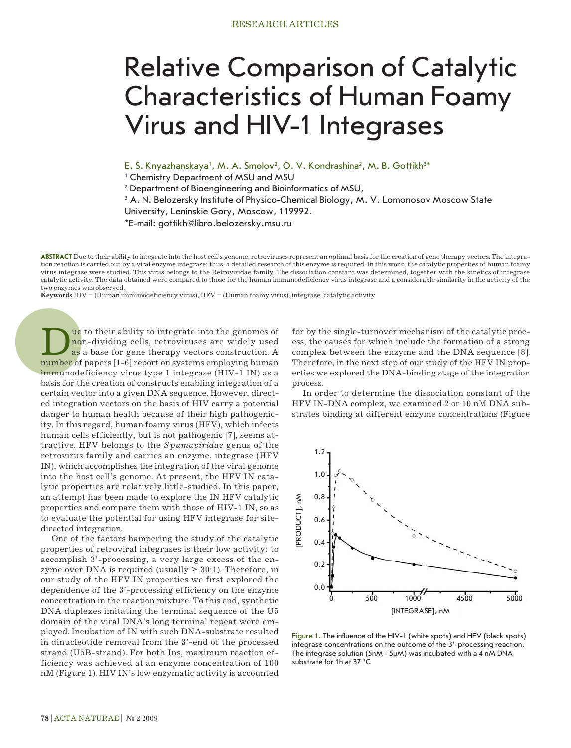# Relative Comparison of Catalytic Characteristics of Human Foamy Virus and HIV-1 Integrases

E. S. Knyazhanskaya[1], M. A. Smolov[2], O. V. Kondrashina[2], M. B. Gottikh[3]*

[1] Chemistry Department of MSU and MSU

[2] Department of Bioengineering and Bioinformatics of MSU,

[3] A. N. Belozersky Institute of Physico-Chemical Biology, M. V. Lomonosov Moscow State University, Leninskie Gory, Moscow, 119992.

*E-mail: gottikh@libro.belozersky.msu.ru

**ABSTRACT** Due to their ability to integrate into the host cell's genome, retroviruses represent an optimal basis for the creation of gene therapy vectors. The integration reaction is carried out by a viral enzyme integrase: thus, a detailed research of this enzyme is required. In this work, the catalytic properties of human foamy virus integrase were studied. This virus belongs to the Retroviridae family. The dissociation constant was determined, together with the kinetics of integrase catalytic activity. The data obtained were compared to those for the human immunodeficiency virus integrase and a considerable similarity in the activity of the two enzymes was observed.

**Keywords** HIV – (Human immunodeficiency virus), HFV – (Human foamy virus), integrase, catalytic activity

Due to their ability to integrate into the genomes of non-dividing cells, retroviruses are widely used as a base for gene therapy vectors construction. A number of papers [1-6] report on systems employing human immunodeficiency virus type 1 integrase (HIV-1 IN) as a basis for the creation of constructs enabling integration of a certain vector into a given DNA sequence. However, directed integration vectors on the basis of HIV carry a potential danger to human health because of their high pathogenicity. In this regard, human foamy virus (HFV), which infects human cells efficiently, but is not pathogenic [7], seems attractive. HFV belongs to the *Spumaviridae* genus of the retrovirus family and carries an enzyme, integrase (HFV IN), which accomplishes the integration of the viral genome into the host cell's genome. At present, the HFV IN catalytic properties are relatively little-studied. In this paper, an attempt has been made to explore the IN HFV catalytic properties and compare them with those of HIV-1 IN, so as to evaluate the potential for using HFV integrase for site-directed integration.

One of the factors hampering the study of the catalytic properties of retroviral integrases is their low activity: to accomplish 3'-processing, a very large excess of the enzyme over DNA is required (usually > 30:1). Therefore, in our study of the HFV IN properties we first explored the dependence of the 3'-processing efficiency on the enzyme concentration in the reaction mixture. To this end, synthetic DNA duplexes imitating the terminal sequence of the U5 domain of the viral DNA's long terminal repeat were employed. Incubation of IN with such DNA-substrate resulted in dinucleotide removal from the 3'-end of the processed strand (U5B-strand). For both Ins, maximum reaction efficiency was achieved at an enzyme concentration of 100 nM (Figure 1). HIV IN's low enzymatic activity is accounted for by the single-turnover mechanism of the catalytic process, the causes for which include the formation of a strong complex between the enzyme and the DNA sequence [8]. Therefore, in the next step of our study of the HFV IN properties we explored the DNA-binding stage of the integration process.

In order to determine the dissociation constant of the HFV IN-DNA complex, we examined 2 or 10 nM DNA substrates binding at different enzyme concentrations (Figure

Figure 1. The influence of the HIV-1 (white spots) and HFV (black spots) integrase concentrations on the outcome of the 3'-processing reaction. The integrase solution (5nM - 5μM) was incubated with a 4 nM DNA substrate for 1h at 37 °C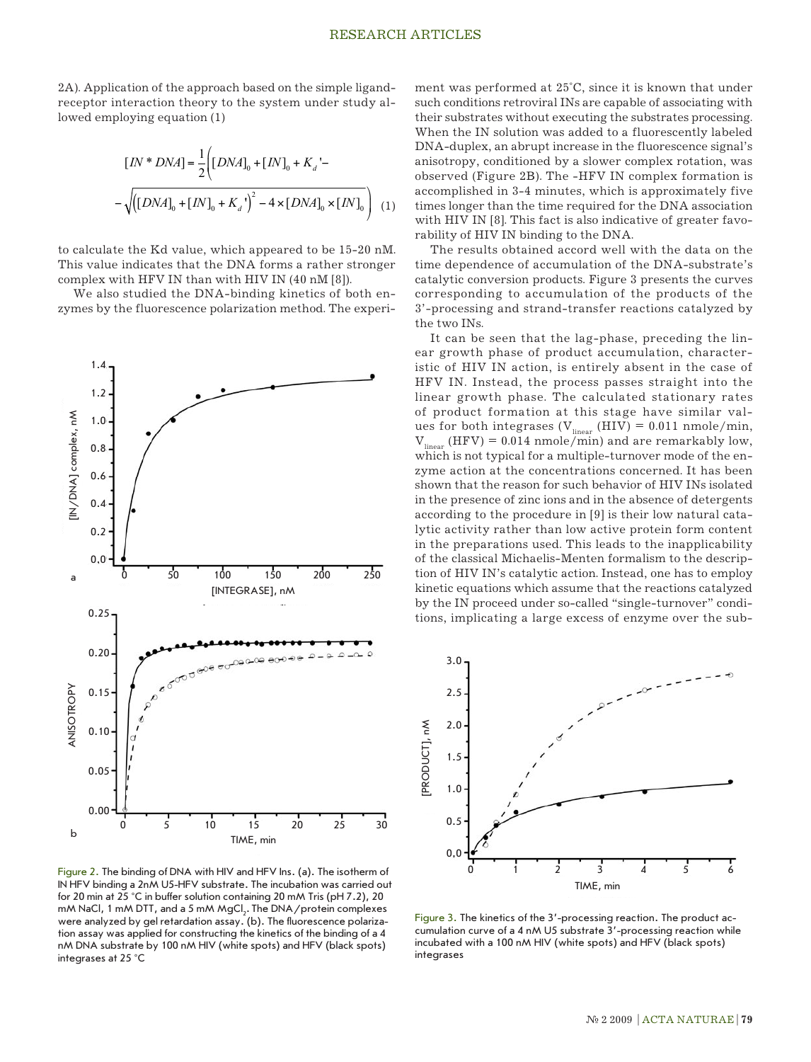2A). Application of the approach based on the simple ligand-receptor interaction theory to the system under study allowed employing equation (1)

$$[IN*DNA]=\frac{1}{2}\Bigg([DNA]_0+[IN]_0+K_d'-\sqrt{\left([DNA]_0+[IN]_0+K_d'\right)^2-4\times[DNA]_0\times[IN]_0}\Bigg) \quad (1)$$

to calculate the Kd value, which appeared to be 15-20 nM. This value indicates that the DNA forms a rather stronger complex with HFV IN than with HIV IN (40 nM [8]).

We also studied the DNA-binding kinetics of both enzymes by the fluorescence polarization method. The experiment was performed at 25°C, since it is known that under such conditions retroviral INs are capable of associating with their substrates without executing the substrates processing. When the IN solution was added to a fluorescently labeled DNA-duplex, an abrupt increase in the fluorescence signal's anisotropy, conditioned by a slower complex rotation, was observed (Figure 2B). The -HFV IN complex formation is accomplished in 3-4 minutes, which is approximately five times longer than the time required for the DNA association with HIV IN [8]. This fact is also indicative of greater favorability of HIV IN binding to the DNA.

The results obtained accord well with the data on the time dependence of accumulation of the DNA-substrate's catalytic conversion products. Figure 3 presents the curves corresponding to accumulation of the products of the 3'-processing and strand-transfer reactions catalyzed by the two INs.

It can be seen that the lag-phase, preceding the linear growth phase of product accumulation, characteristic of HIV IN action, is entirely absent in the case of HFV IN. Instead, the process passes straight into the linear growth phase. The calculated stationary rates of product formation at this stage have similar values for both integrases ($V_{linear}$ (HIV) = 0.011 nmole/min, $V_{linear}$ (HFV) = 0.014 nmole/min) and are remarkably low, which is not typical for a multiple-turnover mode of the enzyme action at the concentrations concerned. It has been shown that the reason for such behavior of HIV INs isolated in the presence of zinc ions and in the absence of detergents according to the procedure in [9] is their low natural catalytic activity rather than low active protein form content in the preparations used. This leads to the inapplicability of the classical Michaelis-Menten formalism to the description of HIV IN's catalytic action. Instead, one has to employ kinetic equations which assume that the reactions catalyzed by the IN proceed under so-called "single-turnover" conditions, implicating a large excess of enzyme over the sub-

Figure 2. The binding of DNA with HIV and HFV Ins. (a). The isotherm of IN HFV binding a 2nM U5-HFV substrate. The incubation was carried out for 20 min at 25 °C in buffer solution containing 20 mM Tris (pH 7.2), 20 mM NaCl, 1 mM DTT, and a 5 mM $MgCl_2$. The DNA/protein complexes were analyzed by gel retardation assay. (b). The fluorescence polarization assay was applied for constructing the kinetics of the binding of a 4 nM DNA substrate by 100 nM HIV (white spots) and HFV (black spots) integrases at 25 °C

Figure 3. The kinetics of the 3'-processing reaction. The product accumulation curve of a 4 nM U5 substrate 3'-processing reaction while incubated with a 100 nM HIV (white spots) and HFV (black spots) integrases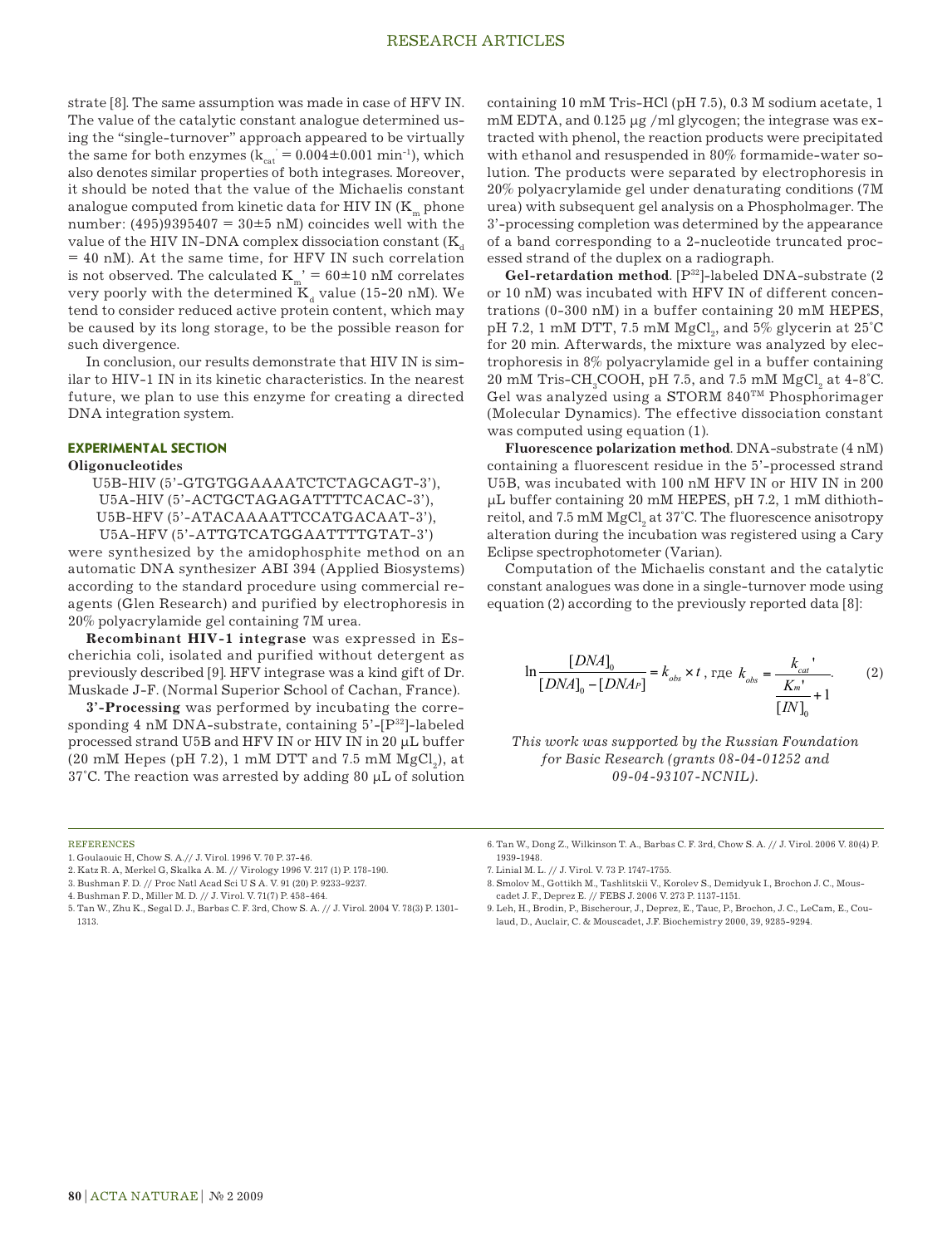strate [8]. The same assumption was made in case of HFV IN. The value of the catalytic constant analogue determined using the "single-turnover" approach appeared to be virtually the same for both enzymes ($k_{cat}' = 0.004\pm0.001$ min$^{-1}$), which also denotes similar properties of both integrases. Moreover, it should be noted that the value of the Michaelis constant analogue computed from kinetic data for HIV IN ($K_m$ phone number: (495)9395407 = 30±5 nM) coincides well with the value of the HIV IN-DNA complex dissociation constant ($K_d$ = 40 nM). At the same time, for HFV IN such correlation is not observed. The calculated $K_m' = 60\pm10$ nM correlates very poorly with the determined $K_d$ value (15-20 nM). We tend to consider reduced active protein content, which may be caused by its long storage, to be the possible reason for such divergence.

In conclusion, our results demonstrate that HIV IN is similar to HIV-1 IN in its kinetic characteristics. In the nearest future, we plan to use this enzyme for creating a directed DNA integration system.

## EXPERIMENTAL SECTION

**Oligonucleotides**

U5B-HIV (5'-GTGTGGAAAATCTCTAGCAGT-3'),
U5A-HIV (5'-ACTGCTAGAGATTTTCCACAC-3'),
U5B-HFV (5'-ATACAAAATTCCATGACAAT-3'),
U5A-HFV (5'-ATTGTCATGGAATTTTGTAT-3')

were synthesized by the amidophosphite method on an automatic DNA synthesizer ABI 394 (Applied Biosystems) according to the standard procedure using commercial reagents (Glen Research) and purified by electrophoresis in 20% polyacrylamide gel containing 7M urea.

**Recombinant HIV-1 integrase** was expressed in Escherichia coli, isolated and purified without detergent as previously described [9]. HFV integrase was a kind gift of Dr. Muskade J-F. (Normal Superior School of Cachan, France).

**3'-Processing** was performed by incubating the corresponding 4 nM DNA-substrate, containing 5'-[$P^{32}$]-labeled processed strand U5B and HFV IN or HIV IN in 20 µL buffer (20 mM Hepes (pH 7.2), 1 mM DTT and 7.5 mM $MgCl_2$), at 37˚C. The reaction was arrested by adding 80 µL of solution containing 10 mM Tris-HCl (pH 7.5), 0.3 M sodium acetate, 1 mM EDTA, and 0.125 µg /ml glycogen; the integrase was extracted with phenol, the reaction products were precipitated with ethanol and resuspended in 80% formamide-water solution. The products were separated by electrophoresis in 20% polyacrylamide gel under denaturating conditions (7M urea) with subsequent gel analysis on a PhosphoImager. The 3'-processing completion was determined by the appearance of a band corresponding to a 2-nucleotide truncated processed strand of the duplex on a radiograph.

**Gel-retardation method**. [$P^{32}$]-labeled DNA-substrate (2 or 10 nM) was incubated with HFV IN of different concentrations (0-300 nM) in a buffer containing 20 mM HEPES, pH 7.2, 1 mM DTT, 7.5 mM $MgCl_2$, and 5% glycerin at 25˚C for 20 min. Afterwards, the mixture was analyzed by electrophoresis in 8% polyacrylamide gel in a buffer containing 20 mM Tris-$CH_3COOH$, pH 7.5, and 7.5 mM $MgCl_2$ at 4-8˚C. Gel was analyzed using a STORM 840™ Phosphorimager (Molecular Dynamics). The effective dissociation constant was computed using equation (1).

**Fluorescence polarization method**. DNA-substrate (4 nM) containing a fluorescent residue in the 5'-processed strand U5B, was incubated with 100 nM HFV IN or HIV IN in 200 µL buffer containing 20 mM HEPES, pH 7.2, 1 mM dithiothreitol, and 7.5 mM $MgCl_2$ at 37˚C. The fluorescence anisotropy alteration during the incubation was registered using a Cary Eclipse spectrophotometer (Varian).

Computation of the Michaelis constant and the catalytic constant analogues was done in a single-turnover mode using equation (2) according to the previously reported data [8]:

$$\ln\frac{[DNA]_0}{[DNA]_0-[DNA_P]} = k_{obs}\times t\text{, где } k_{obs} = \frac{k_{cat}'}{\dfrac{K_m'}{[IN]_0}+1}. \qquad (2)$$

*This work was supported by the Russian Foundation for Basic Research (grants 08-04-01252 and 09-04-93107-NCNIL).*

REFERENCES

1. Goulaouic H, Chow S. A.// J. Virol. 1996 V. 70 P. 37-46.
2. Katz R. A, Merkel G, Skalka A. M. // Virology 1996 V. 217 (1) P. 178-190.
3. Bushman F. D. // Proc Natl Acad Sci U S A. V. 91 (20) P. 9233-9237.
4. Bushman F. D., Miller M. D. // J. Virol. V. 71(7) P. 458-464.
5. Tan W., Zhu K., Segal D. J., Barbas C. F. 3rd, Chow S. A. // J. Virol. 2004 V. 78(3) P. 1301-1313.
6. Tan W., Dong Z., Wilkinson T. A., Barbas C. F. 3rd, Chow S. A. // J. Virol. 2006 V. 80(4) P. 1939-1948.
7. Linial M. L. // J. Virol. V. 73 P. 1747-1755.
8. Smolov M., Gottikh M., Tashlitskii V., Korolev S., Demidyuk I., Brochon J. C., Mouscadet J. F., Deprez E. // FEBS J. 2006 V. 273 P. 1137-1151.
9. Leh, H., Brodin, P., Bischerour, J., Deprez, E., Tauc, P., Brochon, J. C., LeCam, E., Coulaud, D., Auclair, C. & Mouscadet, J.F. Biochemistry 2000, 39, 9285-9294.